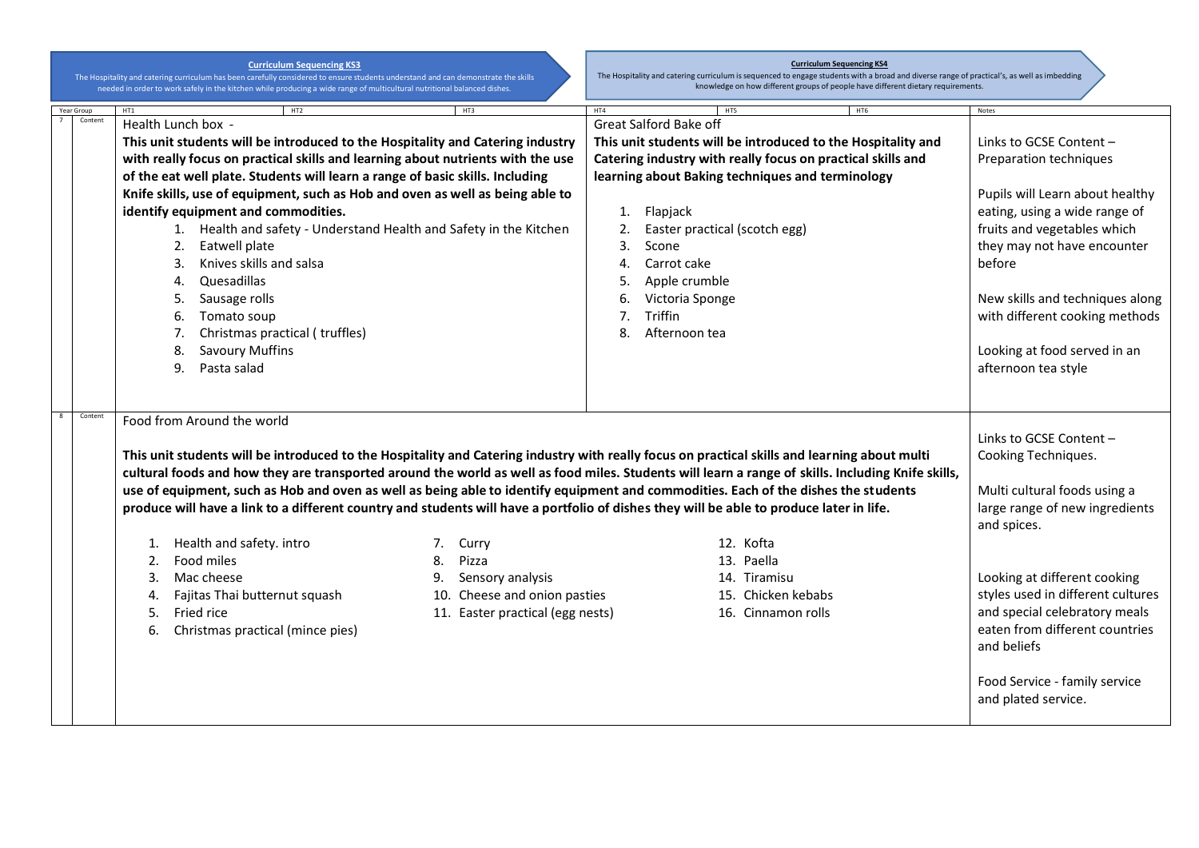**Curriculum Sequencing KS3**

The Hospitality and catering curriculum has been carefully considered to ensure students understand and can demonstrate the skills needed in order to work safely in the kitchen while producing a wide range of multicultural nutritional balanced dishes.

**Curriculum Sequencing KS4**

The Hospitality and catering curriculum is sequenced to engage students with a broad and diverse range of practical's, as well as imbedding knowledge on how different groups of people have different dietary requirements.

| Year Group | | HT1 | HT2 | HT3 | HT4 | HT5 | HT6 | Notes |
|---|---|---|---|---|---|---|---|---|
| 7 | Content | Health Lunch box -<br><br>**This unit students will be introduced to the Hospitality and Catering industry with really focus on practical skills and learning about nutrients with the use of the eat well plate. Students will learn a range of basic skills. Including Knife skills, use of equipment, such as Hob and oven as well as being able to identify equipment and commodities.**<br><br>1. Health and safety - Understand Health and Safety in the Kitchen<br>2. Eatwell plate<br>3. Knives skills and salsa<br>4. Quesadillas<br>5. Sausage rolls<br>6. Tomato soup<br>7. Christmas practical ( truffles)<br>8. Savoury Muffins<br>9. Pasta salad | | | Great Salford Bake off<br><br>**This unit students will be introduced to the Hospitality and Catering industry with really focus on practical skills and learning about Baking techniques and terminology**<br><br>1. Flapjack<br>2. Easter practical (scotch egg)<br>3. Scone<br>4. Carrot cake<br>5. Apple crumble<br>6. Victoria Sponge<br>7. Triffin<br>8. Afternoon tea | | | Links to GCSE Content – Preparation techniques<br><br>Pupils will Learn about healthy eating, using a wide range of fruits and vegetables which they may not have encounter before<br><br>New skills and techniques along with different cooking methods<br><br>Looking at food served in an afternoon tea style |
| 8 | Content | Food from Around the world<br><br>**This unit students will be introduced to the Hospitality and Catering industry with really focus on practical skills and learning about multi cultural foods and how they are transported around the world as well as food miles. Students will learn a range of skills. Including Knife skills, use of equipment, such as Hob and oven as well as being able to identify equipment and commodities. Each of the dishes the students produce will have a link to a different country and students will have a portfolio of dishes they will be able to produce later in life.**<br><br>1. Health and safety. intro<br>2. Food miles<br>3. Mac cheese<br>4. Fajitas Thai butternut squash<br>5. Fried rice<br>6. Christmas practical (mince pies)<br>7. Curry<br>8. Pizza<br>9. Sensory analysis<br>10. Cheese and onion pasties<br>11. Easter practical (egg nests)<br>12. Kofta<br>13. Paella<br>14. Tiramisu<br>15. Chicken kebabs<br>16. Cinnamon rolls | | | | | | Links to GCSE Content – Cooking Techniques.<br><br>Multi cultural foods using a large range of new ingredients and spices.<br><br>Looking at different cooking styles used in different cultures and special celebratory meals eaten from different countries and beliefs<br><br>Food Service - family service and plated service. |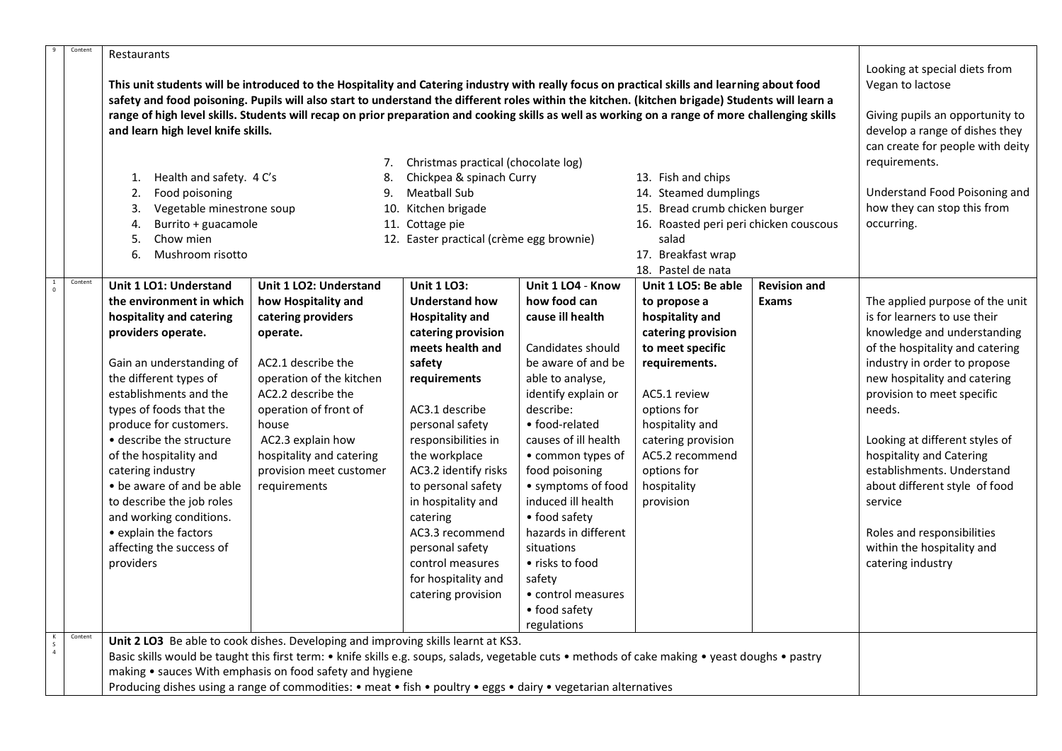| Year | | Content | | | | | | Notes |
|---|---|---|---|---|---|---|---|---|
| 9 | Content | Restaurants<br><br>**This unit students will be introduced to the Hospitality and Catering industry with really focus on practical skills and learning about food safety and food poisoning. Pupils will also start to understand the different roles within the kitchen. (kitchen brigade) Students will learn a range of high level skills. Students will recap on prior preparation and cooking skills as well as working on a range of more challenging skills and learn high level knife skills.**<br><br>1. Health and safety. 4 C's<br>2. Food poisoning<br>3. Vegetable minestrone soup<br>4. Burrito + guacamole<br>5. Chow mien<br>6. Mushroom risotto<br>7. Christmas practical (chocolate log)<br>8. Chickpea & spinach Curry<br>9. Meatball Sub<br>10. Kitchen brigade<br>11. Cottage pie<br>12. Easter practical (crème egg brownie)<br>13. Fish and chips<br>14. Steamed dumplings<br>15. Bread crumb chicken burger<br>16. Roasted peri peri chicken couscous salad<br>17. Breakfast wrap<br>18. Pastel de nata | | | | | | Looking at special diets from Vegan to lactose<br><br>Giving pupils an opportunity to develop a range of dishes they can create for people with deity requirements.<br><br>Understand Food Poisoning and how they can stop this from occurring. |
| 10 | Content | **Unit 1 LO1: Understand the environment in which hospitality and catering providers operate.**<br><br>Gain an understanding of the different types of establishments and the types of foods that the produce for customers.<br>• describe the structure of the hospitality and catering industry<br>• be aware of and be able to describe the job roles and working conditions.<br>• explain the factors affecting the success of providers | **Unit 1 LO2: Understand how Hospitality and catering providers operate.**<br><br>AC2.1 describe the operation of the kitchen<br>AC2.2 describe the operation of front of house<br>AC2.3 explain how hospitality and catering provision meet customer requirements | **Unit 1 LO3: Understand how Hospitality and catering provision meets health and safety requirements**<br><br>AC3.1 describe personal safety responsibilities in the workplace<br>AC3.2 identify risks to personal safety in hospitality and catering<br>AC3.3 recommend personal safety control measures for hospitality and catering provision | **Unit 1 LO4 - Know how food can cause ill health**<br><br>Candidates should be aware of and be able to analyse, identify explain or describe:<br>• food-related causes of ill health<br>• common types of food poisoning<br>• symptoms of food induced ill health<br>• food safety hazards in different situations<br>• risks to food safety<br>• control measures<br>• food safety regulations | **Unit 1 LO5: Be able to propose a hospitality and catering provision to meet specific requirements.**<br><br>AC5.1 review options for hospitality and catering provision<br>AC5.2 recommend options for hospitality provision | **Revision and Exams** | The applied purpose of the unit is for learners to use their knowledge and understanding of the hospitality and catering industry in order to propose new hospitality and catering provision to meet specific needs.<br><br>Looking at different styles of hospitality and Catering establishments. Understand about different style of food service<br><br>Roles and responsibilities within the hospitality and catering industry |
| KS4 | Content | **Unit 2 LO3** Be able to cook dishes. Developing and improving skills learnt at KS3.<br>Basic skills would be taught this first term: • knife skills e.g. soups, salads, vegetable cuts • methods of cake making • yeast doughs • pastry making • sauces With emphasis on food safety and hygiene<br>Producing dishes using a range of commodities: • meat • fish • poultry • eggs • dairy • vegetarian alternatives | | | | | | |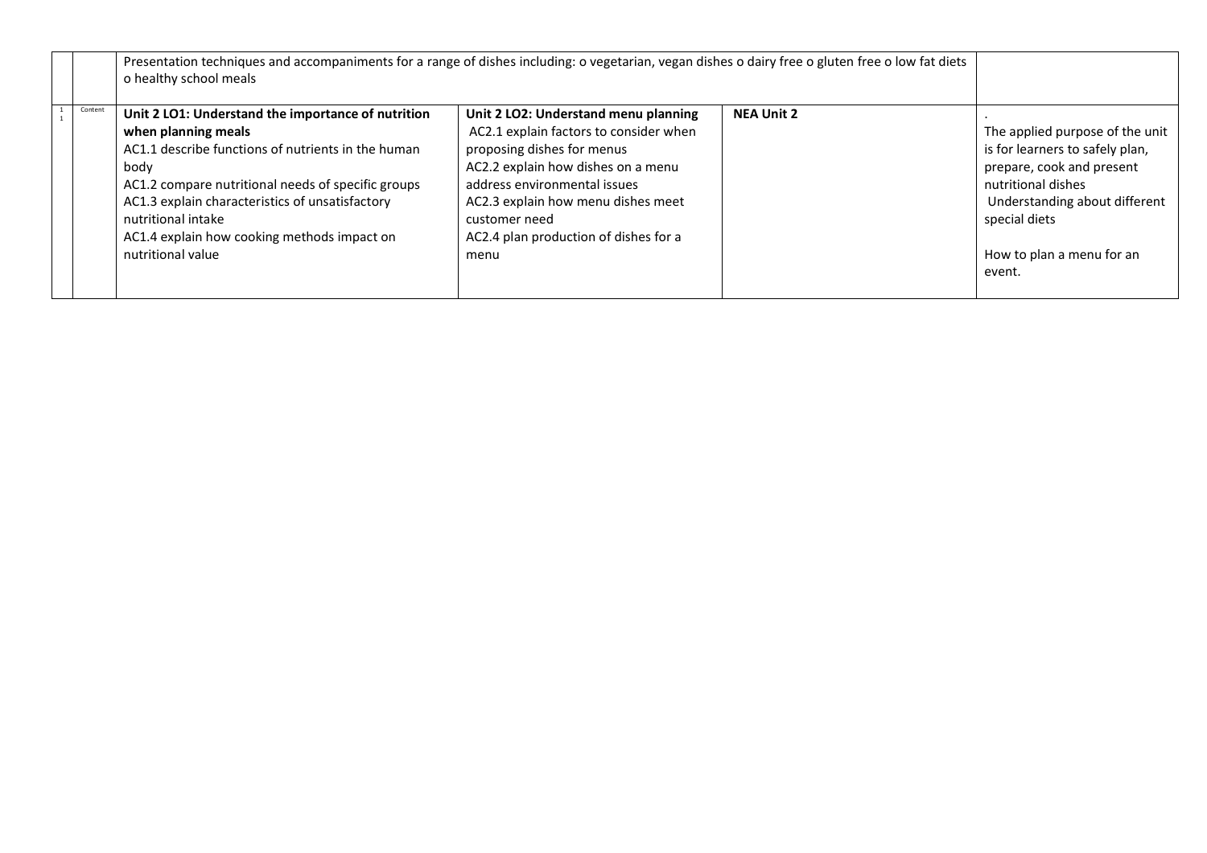| | | | | | |
|---|---|---|---|---|---|
| | | Presentation techniques and accompaniments for a range of dishes including: o vegetarian, vegan dishes o dairy free o gluten free o low fat diets o healthy school meals | | | |
| 1<br>1 | Content | **Unit 2 LO1: Understand the importance of nutrition when planning meals**<br>AC1.1 describe functions of nutrients in the human body<br>AC1.2 compare nutritional needs of specific groups<br>AC1.3 explain characteristics of unsatisfactory nutritional intake<br>AC1.4 explain how cooking methods impact on nutritional value | **Unit 2 LO2: Understand menu planning**<br>AC2.1 explain factors to consider when proposing dishes for menus<br>AC2.2 explain how dishes on a menu address environmental issues<br>AC2.3 explain how menu dishes meet customer need<br>AC2.4 plan production of dishes for a menu | **NEA Unit 2** | .<br>The applied purpose of the unit is for learners to safely plan, prepare, cook and present nutritional dishes<br>Understanding about different special diets<br><br>How to plan a menu for an event. |